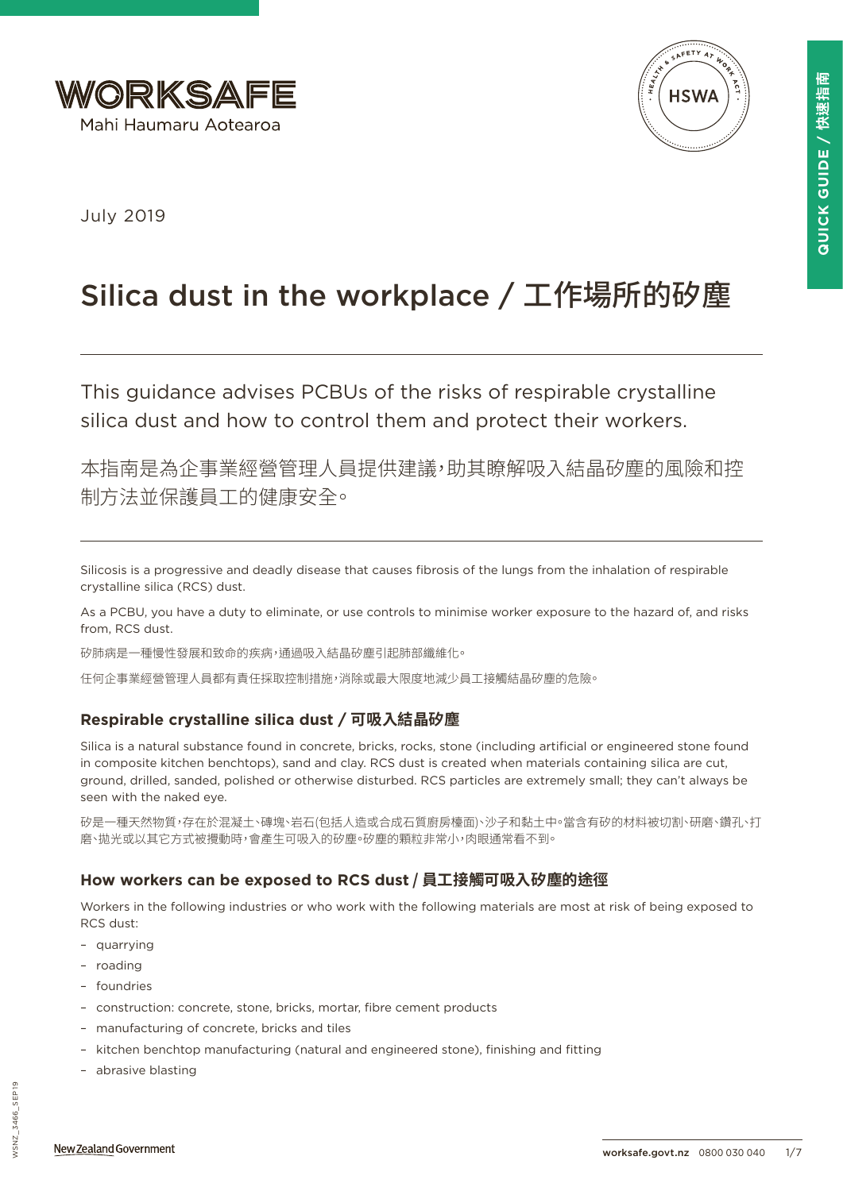WORKSAFE
Mahi Haumaru Aotearoa

July 2019

# Silica dust in the workplace / 工作場所的矽塵

This guidance advises PCBUs of the risks of respirable crystalline silica dust and how to control them and protect their workers.

本指南是為企事業經營管理人員提供建議，助其瞭解吸入結晶矽塵的風險和控制方法並保護員工的健康安全。

Silicosis is a progressive and deadly disease that causes fibrosis of the lungs from the inhalation of respirable crystalline silica (RCS) dust.

As a PCBU, you have a duty to eliminate, or use controls to minimise worker exposure to the hazard of, and risks from, RCS dust.

矽肺病是一種慢性發展和致命的疾病，通過吸入結晶矽塵引起肺部纖維化。

任何企事業經營管理人員都有責任採取控制措施，消除或最大限度地減少員工接觸結晶矽塵的危險。

### Respirable crystalline silica dust / 可吸入結晶矽塵

Silica is a natural substance found in concrete, bricks, rocks, stone (including artificial or engineered stone found in composite kitchen benchtops), sand and clay. RCS dust is created when materials containing silica are cut, ground, drilled, sanded, polished or otherwise disturbed. RCS particles are extremely small; they can't always be seen with the naked eye.

矽是一種天然物質，存在於混凝土、磚塊、岩石(包括人造或合成石質廚房檯面)、沙子和黏土中。當含有矽的材料被切割、研磨、鑽孔、打磨、拋光或以其它方式被攪動時，會產生可吸入的矽塵。矽塵的顆粒非常小，肉眼通常看不到。

### How workers can be exposed to RCS dust / 員工接觸可吸入矽塵的途徑

Workers in the following industries or who work with the following materials are most at risk of being exposed to RCS dust:

- quarrying
- roading
- foundries
- construction: concrete, stone, bricks, mortar, fibre cement products
- manufacturing of concrete, bricks and tiles
- kitchen benchtop manufacturing (natural and engineered stone), finishing and fitting
- abrasive blasting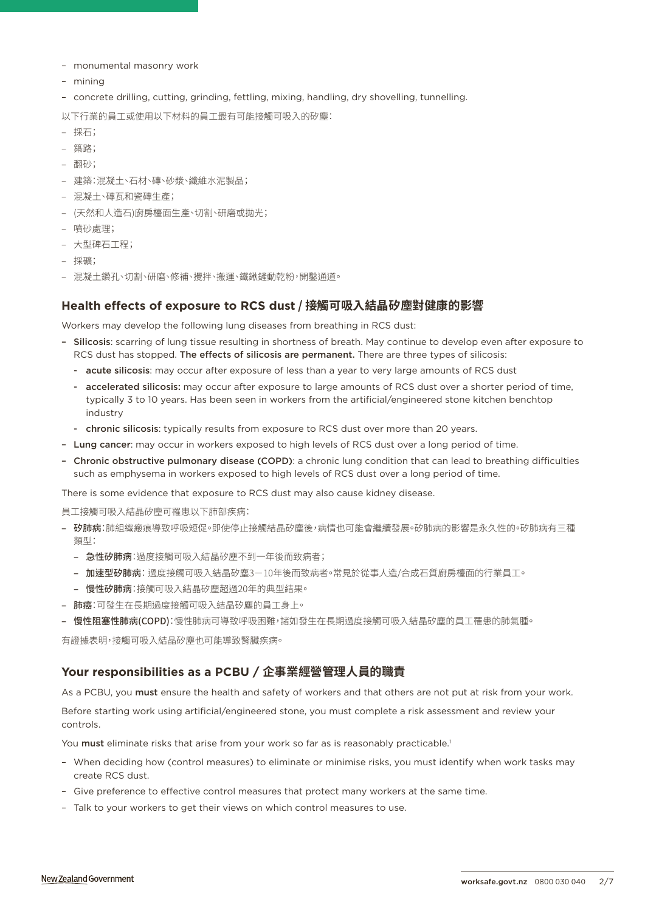- monumental masonry work
- mining
- concrete drilling, cutting, grinding, fettling, mixing, handling, dry shovelling, tunnelling.

以下行業的員工或使用以下材料的員工最有可能接觸可吸入的矽塵：

- 採石；
- 築路；
- 翻砂；
- 建築：混凝土、石材、磚、砂漿、纖維水泥製品；
- 混凝土、磚瓦和瓷磚生產；
- (天然和人造石)廚房檯面生產、切割、研磨或拋光；
- 噴砂處理；
- 大型碑石工程；
- 採礦；
- 混凝土鑽孔、切割、研磨、修補、攪拌、搬運、鐵鍬鏟動乾粉，開鑿通道。

## Health effects of exposure to RCS dust / 接觸可吸入結晶矽塵對健康的影響

Workers may develop the following lung diseases from breathing in RCS dust:

- **Silicosis**: scarring of lung tissue resulting in shortness of breath. May continue to develop even after exposure to RCS dust has stopped. **The effects of silicosis are permanent.** There are three types of silicosis:
  - **acute silicosis**: may occur after exposure of less than a year to very large amounts of RCS dust
  - **accelerated silicosis:** may occur after exposure to large amounts of RCS dust over a shorter period of time, typically 3 to 10 years. Has been seen in workers from the artificial/engineered stone kitchen benchtop industry
  - **chronic silicosis**: typically results from exposure to RCS dust over more than 20 years.
- **Lung cancer**: may occur in workers exposed to high levels of RCS dust over a long period of time.
- **Chronic obstructive pulmonary disease (COPD)**: a chronic lung condition that can lead to breathing difficulties such as emphysema in workers exposed to high levels of RCS dust over a long period of time.

There is some evidence that exposure to RCS dust may also cause kidney disease.

員工接觸可吸入結晶矽塵可罹患以下肺部疾病：

- **矽肺病**：肺組織瘢痕導致呼吸短促。即使停止接觸結晶矽塵後，病情也可能會繼續發展。矽肺病的影響是永久性的。矽肺病有三種類型：
  - **急性矽肺病**：過度接觸可吸入結晶矽塵不到一年後而致病者；
  - **加速型矽肺病**：過度接觸可吸入結晶矽塵3－10年後而致病者。常見於從事人造/合成石質廚房檯面的行業員工。
  - **慢性矽肺病**：接觸可吸入結晶矽塵超過20年的典型結果。
- **肺癌**：可發生在長期過度接觸可吸入結晶矽塵的員工身上。
- **慢性阻塞性肺病(COPD)**：慢性肺病可導致呼吸困難，諸如發生在長期過度接觸可吸入結晶矽塵的員工罹患的肺氣腫。

有證據表明，接觸可吸入結晶矽塵也可能導致腎臟疾病。

## Your responsibilities as a PCBU / 企事業經營管理人員的職責

As a PCBU, you **must** ensure the health and safety of workers and that others are not put at risk from your work.

Before starting work using artificial/engineered stone, you must complete a risk assessment and review your controls.

You **must** eliminate risks that arise from your work so far as is reasonably practicable.[1]

- When deciding how (control measures) to eliminate or minimise risks, you must identify when work tasks may create RCS dust.
- Give preference to effective control measures that protect many workers at the same time.
- Talk to your workers to get their views on which control measures to use.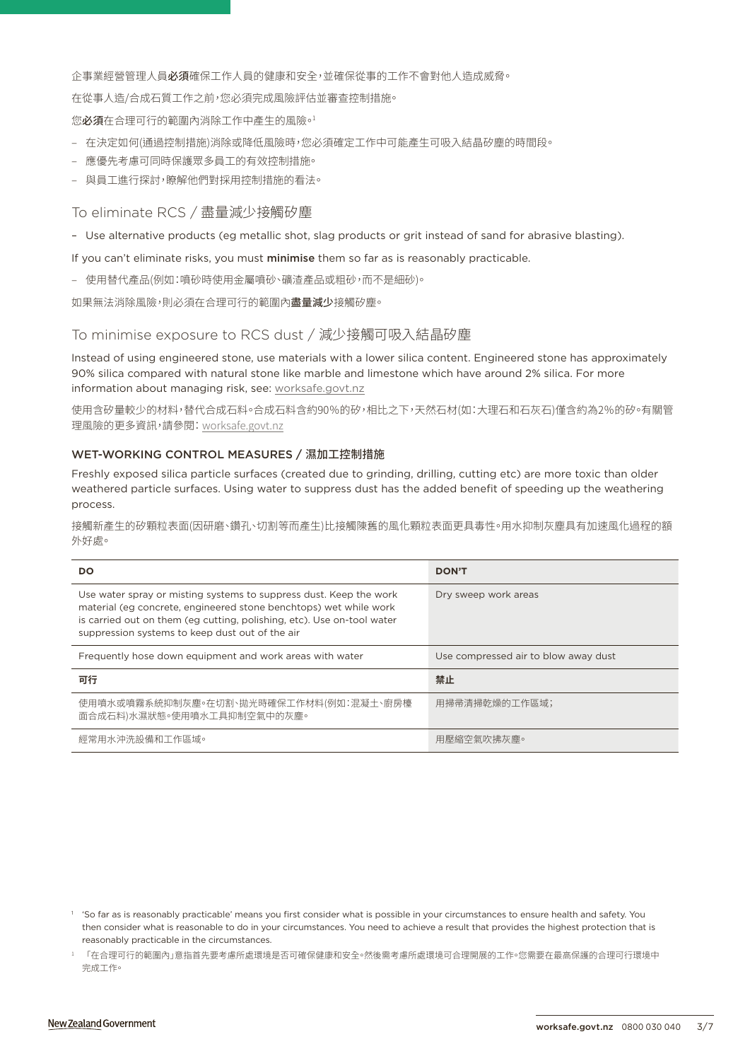企事業經營管理人員**必須**確保工作人員的健康和安全，並確保從事的工作不會對他人造成威脅。

在從事人造/合成石質工作之前，您必須完成風險評估並審查控制措施。

您**必須**在合理可行的範圍內消除工作中產生的風險。[1]

- 在決定如何(通過控制措施)消除或降低風險時，您必須確定工作中可能產生可吸入結晶矽塵的時間段。
- 應優先考慮可同時保護眾多員工的有效控制措施。
- 與員工進行探討，瞭解他們對採用控制措施的看法。

## To eliminate RCS / 盡量減少接觸矽塵

- Use alternative products (eg metallic shot, slag products or grit instead of sand for abrasive blasting).

If you can't eliminate risks, you must **minimise** them so far as is reasonably practicable.

- 使用替代產品(例如：噴砂時使用金屬噴砂、礦渣產品或粗砂，而不是細砂)。

如果無法消除風險，則必須在合理可行的範圍內**盡量減少**接觸矽塵。

## To minimise exposure to RCS dust / 減少接觸可吸入結晶矽塵

Instead of using engineered stone, use materials with a lower silica content. Engineered stone has approximately 90% silica compared with natural stone like marble and limestone which have around 2% silica. For more information about managing risk, see: worksafe.govt.nz

使用含矽量較少的材料，替代合成石料。合成石料含約90%的矽，相比之下，天然石材(如：大理石和石灰石)僅含約為2%的矽。有關管理風險的更多資訊，請參閱：worksafe.govt.nz

### WET-WORKING CONTROL MEASURES / 濕加工控制措施

Freshly exposed silica particle surfaces (created due to grinding, drilling, cutting etc) are more toxic than older weathered particle surfaces. Using water to suppress dust has the added benefit of speeding up the weathering process.

接觸新產生的矽顆粒表面(因研磨、鑽孔、切割等而產生)比接觸陳舊的風化顆粒表面更具毒性。用水抑制灰塵具有加速風化過程的額外好處。

| DO | DON'T |
|---|---|
| Use water spray or misting systems to suppress dust. Keep the work material (eg concrete, engineered stone benchtops) wet while work is carried out on them (eg cutting, polishing, etc). Use on-tool water suppression systems to keep dust out of the air | Dry sweep work areas |
| Frequently hose down equipment and work areas with water | Use compressed air to blow away dust |
| **可行** | **禁止** |
| 使用噴水或噴霧系統抑制灰塵。在切割、拋光時確保工作材料(例如：混凝土、廚房檯面合成石料)水濕狀態。使用噴水工具抑制空氣中的灰塵。 | 用掃帚清掃乾燥的工作區域； |
| 經常用水沖洗設備和工作區域。 | 用壓縮空氣吹拂灰塵。 |

[1] 'So far as is reasonably practicable' means you first consider what is possible in your circumstances to ensure health and safety. You then consider what is reasonable to do in your circumstances. You need to achieve a result that provides the highest protection that is reasonably practicable in the circumstances.

[1] 「在合理可行的範圍內」意指首先要考慮所處環境是否可確保健康和安全。然後需考慮所處環境可合理開展的工作。您需要在最高保護的合理可行環境中完成工作。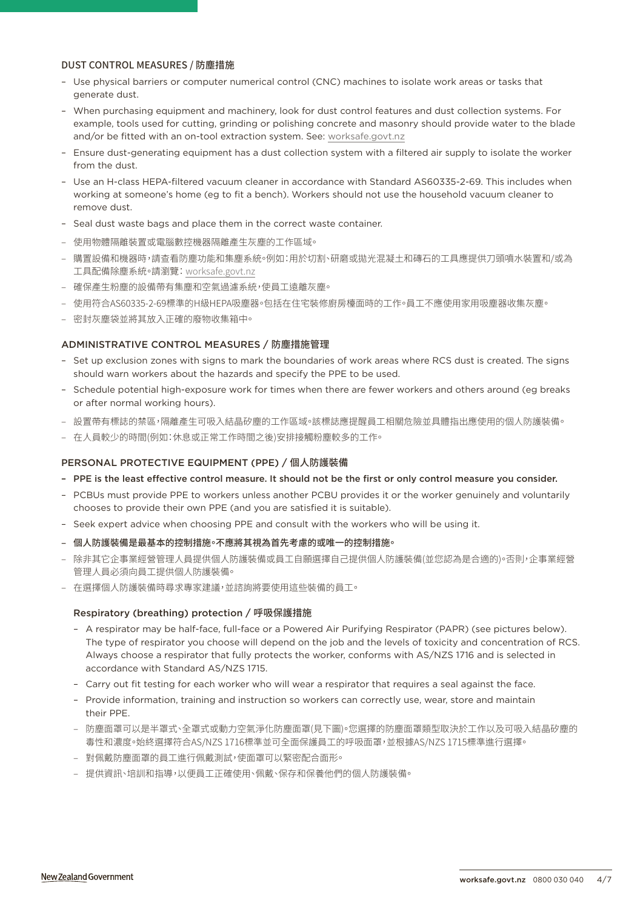## DUST CONTROL MEASURES / 防塵措施

- Use physical barriers or computer numerical control (CNC) machines to isolate work areas or tasks that generate dust.
- When purchasing equipment and machinery, look for dust control features and dust collection systems. For example, tools used for cutting, grinding or polishing concrete and masonry should provide water to the blade and/or be fitted with an on-tool extraction system. See: worksafe.govt.nz
- Ensure dust-generating equipment has a dust collection system with a filtered air supply to isolate the worker from the dust.
- Use an H-class HEPA-filtered vacuum cleaner in accordance with Standard AS60335-2-69. This includes when working at someone's home (eg to fit a bench). Workers should not use the household vacuum cleaner to remove dust.
- Seal dust waste bags and place them in the correct waste container.

- 使用物體隔離裝置或電腦數控機器隔離產生灰塵的工作區域。
- 購置設備和機器時，請查看防塵功能和集塵系統。例如：用於切割、研磨或拋光混凝土和磚石的工具應提供刀頭噴水裝置和/或為工具配備除塵系統。請瀏覽：worksafe.govt.nz
- 確保產生粉塵的設備帶有集塵和空氣過濾系統，使員工遠離灰塵。
- 使用符合AS60335-2-69標準的H級HEPA吸塵器。包括在住宅裝修廚房檯面時的工作。員工不應使用家用吸塵器收集灰塵。
- 密封灰塵袋並將其放入正確的廢物收集箱中。

## ADMINISTRATIVE CONTROL MEASURES / 防塵措施管理

- Set up exclusion zones with signs to mark the boundaries of work areas where RCS dust is created. The signs should warn workers about the hazards and specify the PPE to be used.
- Schedule potential high-exposure work for times when there are fewer workers and others around (eg breaks or after normal working hours).

- 設置帶有標誌的禁區，隔離產生可吸入結晶矽塵的工作區域。該標誌應提醒員工相關危險並具體指出應使用的個人防護裝備。
- 在人員較少的時間(例如：休息或正常工作時間之後)安排接觸粉塵較多的工作。

## PERSONAL PROTECTIVE EQUIPMENT (PPE) / 個人防護裝備

- **PPE is the least effective control measure. It should not be the first or only control measure you consider.**
- PCBUs must provide PPE to workers unless another PCBU provides it or the worker genuinely and voluntarily chooses to provide their own PPE (and you are satisfied it is suitable).
- Seek expert advice when choosing PPE and consult with the workers who will be using it.

- **個人防護裝備是最基本的控制措施。不應將其視為首先考慮的或唯一的控制措施。**
- 除非其它企事業經營管理人員提供個人防護裝備或員工自願選擇自己提供個人防護裝備(並您認為是合適的)。否則，企事業經營管理人員必須向員工提供個人防護裝備。
- 在選擇個人防護裝備時尋求專家建議，並諮詢將要使用這些裝備的員工。

### Respiratory (breathing) protection / 呼吸保護措施

- A respirator may be half-face, full-face or a Powered Air Purifying Respirator (PAPR) (see pictures below). The type of respirator you choose will depend on the job and the levels of toxicity and concentration of RCS. Always choose a respirator that fully protects the worker, conforms with AS/NZS 1716 and is selected in accordance with Standard AS/NZS 1715.
- Carry out fit testing for each worker who will wear a respirator that requires a seal against the face.
- Provide information, training and instruction so workers can correctly use, wear, store and maintain their PPE.

- 防塵面罩可以是半罩式、全罩式或動力空氣淨化防塵面罩(見下圖)。您選擇的防塵面罩類型取決於工作以及可吸入結晶矽塵的毒性和濃度。始終選擇符合AS/NZS 1716標準並可全面保護員工的呼吸面罩，並根據AS/NZS 1715標準進行選擇。
- 對佩戴防塵面罩的員工進行佩戴測試，使面罩可以緊密配合面形。
- 提供資訊、培訓和指導，以便員工正確使用、佩戴、保存和保養他們的個人防護裝備。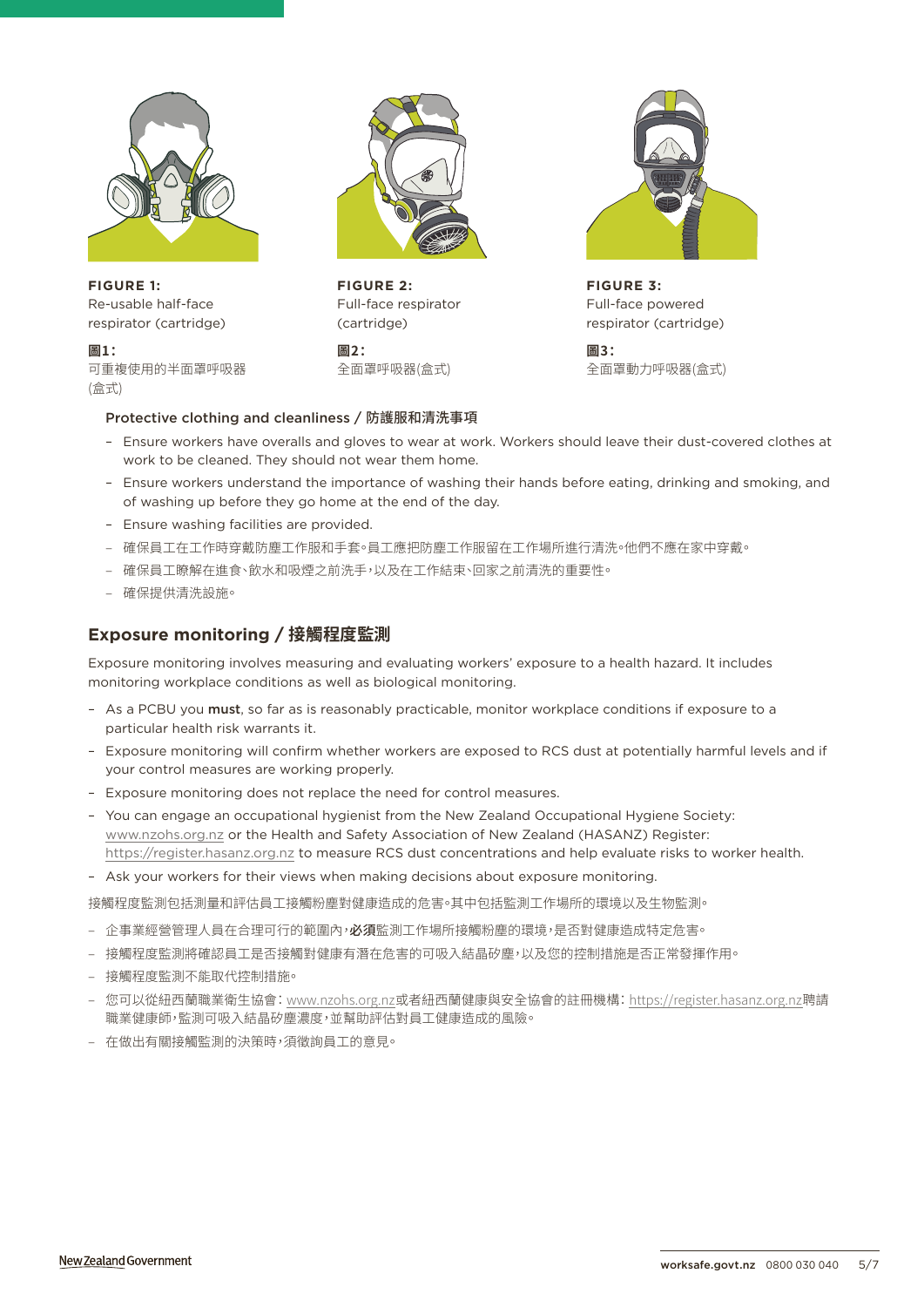**FIGURE 1:**
Re-usable half-face respirator (cartridge)

**圖1：**
可重複使用的半面罩呼吸器(盒式)

**FIGURE 2:**
Full-face respirator (cartridge)

**圖2：**
全面罩呼吸器(盒式)

**FIGURE 3:**
Full-face powered respirator (cartridge)

**圖3：**
全面罩動力呼吸器(盒式)

### Protective clothing and cleanliness / 防護服和清洗事項

- Ensure workers have overalls and gloves to wear at work. Workers should leave their dust-covered clothes at work to be cleaned. They should not wear them home.
- Ensure workers understand the importance of washing their hands before eating, drinking and smoking, and of washing up before they go home at the end of the day.
- Ensure washing facilities are provided.
- 確保員工在工作時穿戴防塵工作服和手套。員工應把防塵工作服留在工作場所進行清洗。他們不應在家中穿戴。
- 確保員工瞭解在進食、飲水和吸煙之前洗手，以及在工作結束、回家之前清洗的重要性。
- 確保提供清洗設施。

## Exposure monitoring / 接觸程度監測

Exposure monitoring involves measuring and evaluating workers' exposure to a health hazard. It includes monitoring workplace conditions as well as biological monitoring.

- As a PCBU you **must**, so far as is reasonably practicable, monitor workplace conditions if exposure to a particular health risk warrants it.
- Exposure monitoring will confirm whether workers are exposed to RCS dust at potentially harmful levels and if your control measures are working properly.
- Exposure monitoring does not replace the need for control measures.
- You can engage an occupational hygienist from the New Zealand Occupational Hygiene Society: www.nzohs.org.nz or the Health and Safety Association of New Zealand (HASANZ) Register: https://register.hasanz.org.nz to measure RCS dust concentrations and help evaluate risks to worker health.
- Ask your workers for their views when making decisions about exposure monitoring.

接觸程度監測包括測量和評估員工接觸粉塵對健康造成的危害。其中包括監測工作場所的環境以及生物監測。

- 企事業經營管理人員在合理可行的範圍內，**必須**監測工作場所接觸粉塵的環境，是否對健康造成特定危害。
- 接觸程度監測將確認員工是否接觸對健康有潛在危害的可吸入結晶矽塵，以及您的控制措施是否正常發揮作用。
- 接觸程度監測不能取代控制措施。
- 您可以從紐西蘭職業衛生協會：www.nzohs.org.nz或者紐西蘭健康與安全協會的註冊機構：https://register.hasanz.org.nz聘請職業健康師，監測可吸入結晶矽塵濃度，並幫助評估對員工健康造成的風險。
- 在做出有關接觸監測的決策時，須徵詢員工的意見。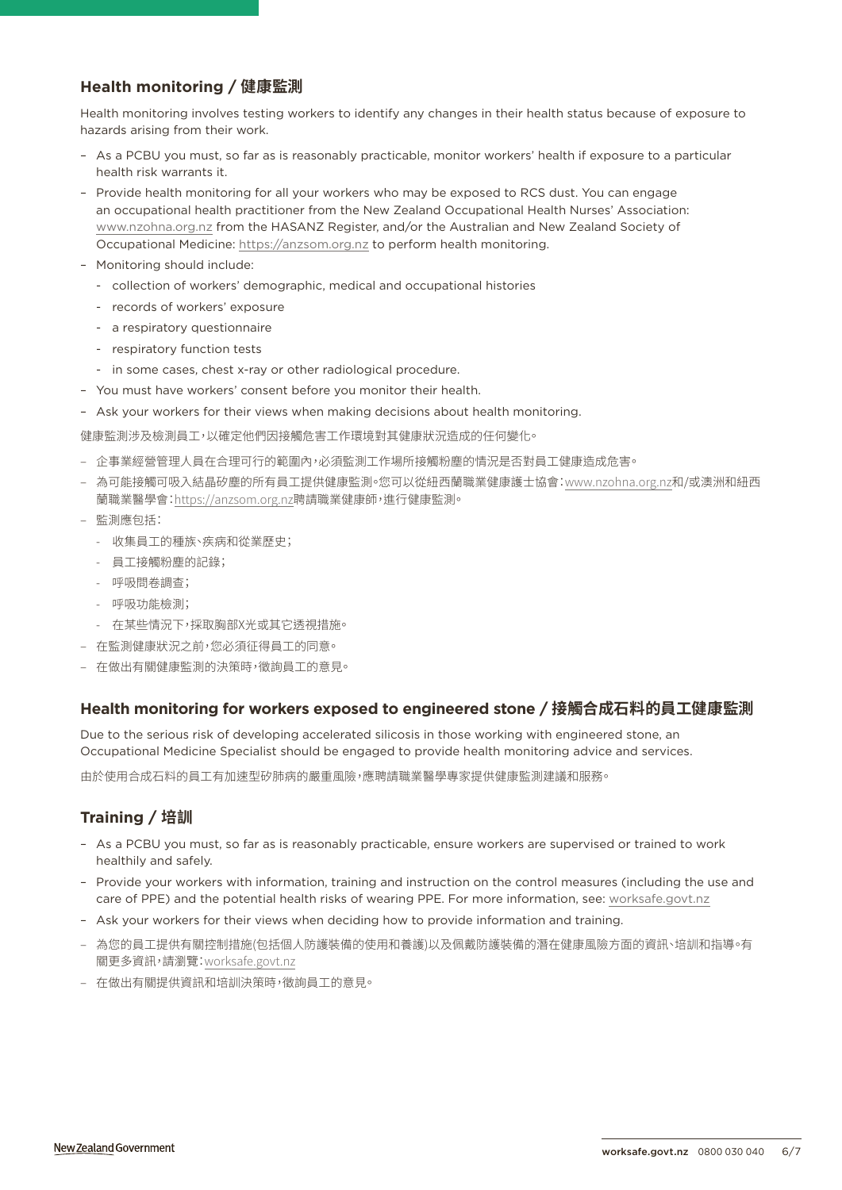## Health monitoring / 健康監測

Health monitoring involves testing workers to identify any changes in their health status because of exposure to hazards arising from their work.

- As a PCBU you must, so far as is reasonably practicable, monitor workers' health if exposure to a particular health risk warrants it.
- Provide health monitoring for all your workers who may be exposed to RCS dust. You can engage an occupational health practitioner from the New Zealand Occupational Health Nurses' Association: www.nzohna.org.nz from the HASANZ Register, and/or the Australian and New Zealand Society of Occupational Medicine: https://anzsom.org.nz to perform health monitoring.
- Monitoring should include:
  - collection of workers' demographic, medical and occupational histories
  - records of workers' exposure
  - a respiratory questionnaire
  - respiratory function tests
  - in some cases, chest x-ray or other radiological procedure.
- You must have workers' consent before you monitor their health.
- Ask your workers for their views when making decisions about health monitoring.

健康監測涉及檢測員工，以確定他們因接觸危害工作環境對其健康狀況造成的任何變化。

- 企事業經營管理人員在合理可行的範圍內，必須監測工作場所接觸粉塵的情況是否對員工健康造成危害。
- 為可能接觸可吸入結晶矽塵的所有員工提供健康監測。您可以從紐西蘭職業健康護士協會：www.nzohna.org.nz和/或澳洲和紐西蘭職業醫學會：https://anzsom.org.nz聘請職業健康師，進行健康監測。
- 監測應包括：
  - 收集員工的種族、疾病和從業歷史；
  - 員工接觸粉塵的記錄；
  - 呼吸問卷調查；
  - 呼吸功能檢測；
  - 在某些情況下，採取胸部X光或其它透視措施。
- 在監測健康狀況之前，您必須征得員工的同意。
- 在做出有關健康監測的決策時，徵詢員工的意見。

## Health monitoring for workers exposed to engineered stone / 接觸合成石料的員工健康監測

Due to the serious risk of developing accelerated silicosis in those working with engineered stone, an Occupational Medicine Specialist should be engaged to provide health monitoring advice and services.

由於使用合成石料的員工有加速型矽肺病的嚴重風險，應聘請職業醫學專家提供健康監測建議和服務。

## Training / 培訓

- As a PCBU you must, so far as is reasonably practicable, ensure workers are supervised or trained to work healthily and safely.
- Provide your workers with information, training and instruction on the control measures (including the use and care of PPE) and the potential health risks of wearing PPE. For more information, see: worksafe.govt.nz
- Ask your workers for their views when deciding how to provide information and training.

- 為您的員工提供有關控制措施(包括個人防護裝備的使用和養護)以及佩戴防護裝備的潛在健康風險方面的資訊、培訓和指導。有關更多資訊，請瀏覽：worksafe.govt.nz
- 在做出有關提供資訊和培訓決策時，徵詢員工的意見。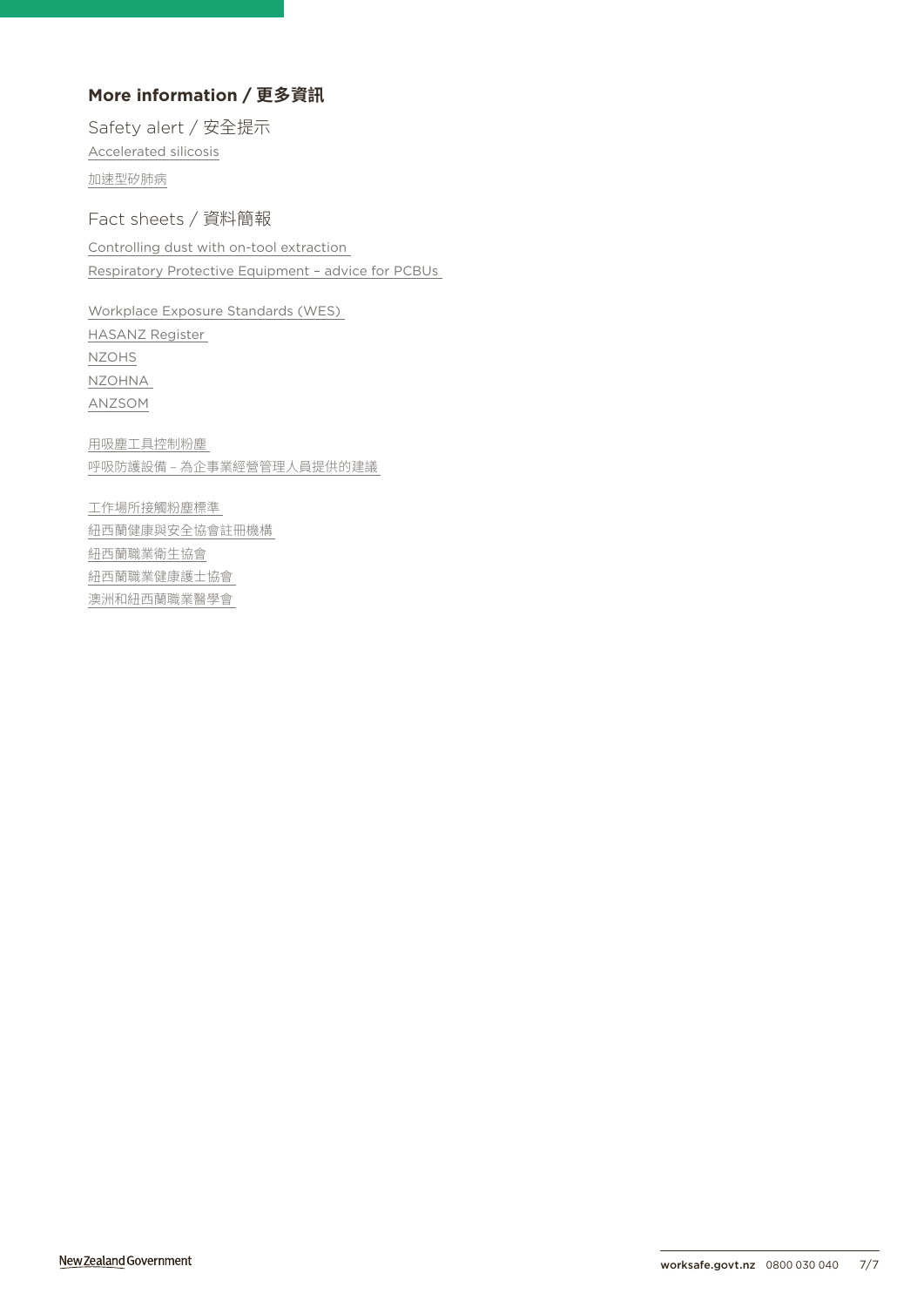## More information / 更多資訊

### Safety alert / 安全提示

Accelerated silicosis

加速型矽肺病

### Fact sheets / 資料簡報

Controlling dust with on-tool extraction

Respiratory Protective Equipment – advice for PCBUs

Workplace Exposure Standards (WES)

HASANZ Register

NZOHS

NZOHNA

ANZSOM

用吸塵工具控制粉塵

呼吸防護設備 – 為企事業經營管理人員提供的建議

工作場所接觸粉塵標準

紐西蘭健康與安全協會註冊機構

紐西蘭職業衛生協會

紐西蘭職業健康護士協會

澳洲和紐西蘭職業醫學會